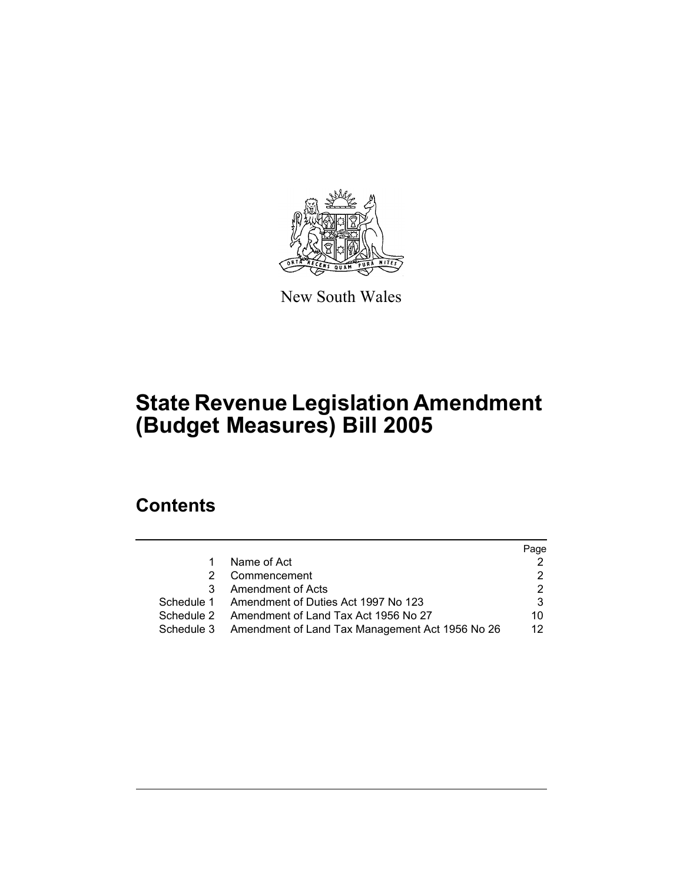New South Wales

# State Revenue Legislation Amendment (Budget Measures) Bill 2005

## Contents

| | | Page |
|---|---|---|
| 1 | Name of Act | 2 |
| 2 | Commencement | 2 |
| 3 | Amendment of Acts | 2 |
| Schedule 1 | Amendment of Duties Act 1997 No 123 | 3 |
| Schedule 2 | Amendment of Land Tax Act 1956 No 27 | 10 |
| Schedule 3 | Amendment of Land Tax Management Act 1956 No 26 | 12 |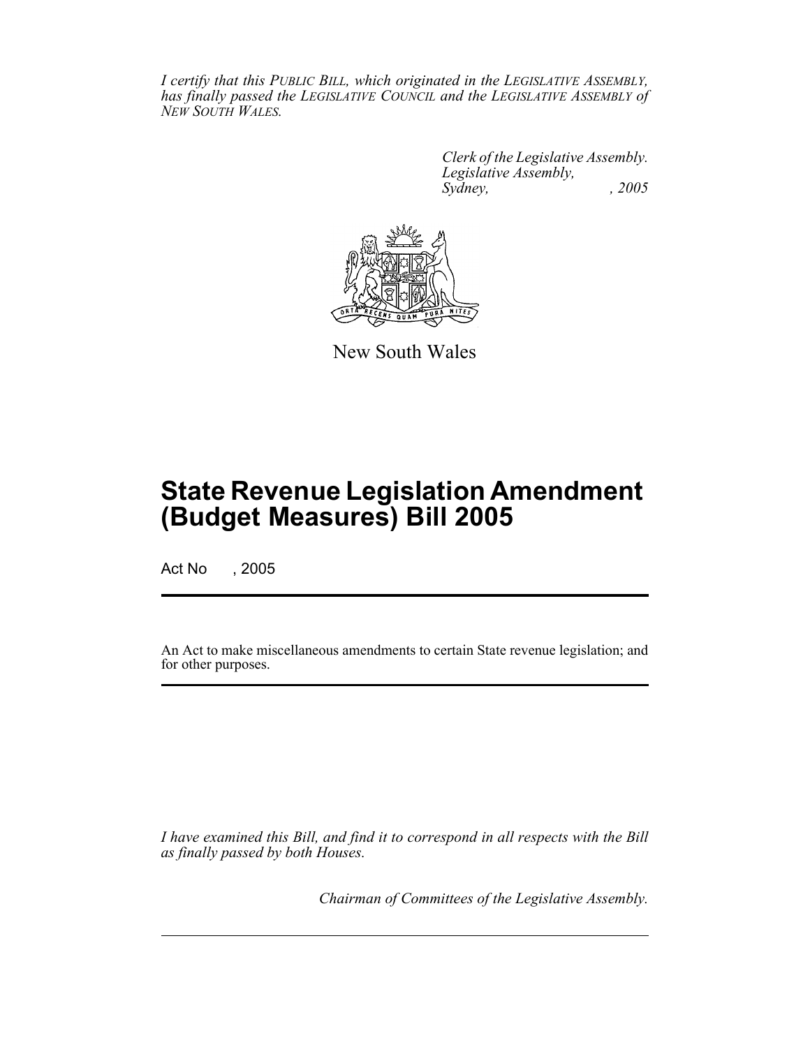*I certify that this PUBLIC BILL, which originated in the LEGISLATIVE ASSEMBLY, has finally passed the LEGISLATIVE COUNCIL and the LEGISLATIVE ASSEMBLY of NEW SOUTH WALES.*

*Clerk of the Legislative Assembly.*
*Legislative Assembly,*
*Sydney, , 2005*

New South Wales

# State Revenue Legislation Amendment (Budget Measures) Bill 2005

Act No , 2005

An Act to make miscellaneous amendments to certain State revenue legislation; and for other purposes.

*I have examined this Bill, and find it to correspond in all respects with the Bill as finally passed by both Houses.*

*Chairman of Committees of the Legislative Assembly.*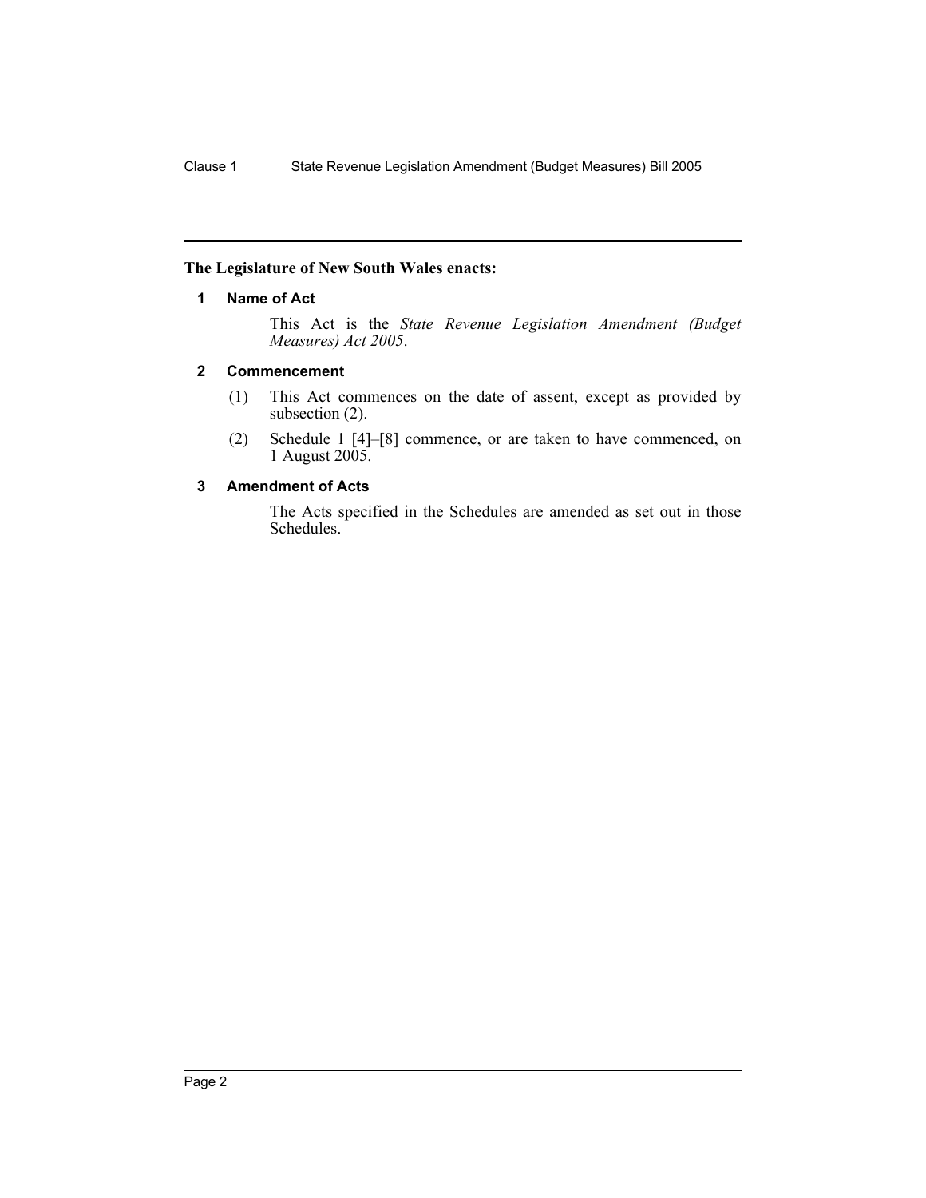**The Legislature of New South Wales enacts:**

## 1 Name of Act

This Act is the *State Revenue Legislation Amendment (Budget Measures) Act 2005*.

## 2 Commencement

(1) This Act commences on the date of assent, except as provided by subsection (2).

(2) Schedule 1 [4]–[8] commence, or are taken to have commenced, on 1 August 2005.

## 3 Amendment of Acts

The Acts specified in the Schedules are amended as set out in those Schedules.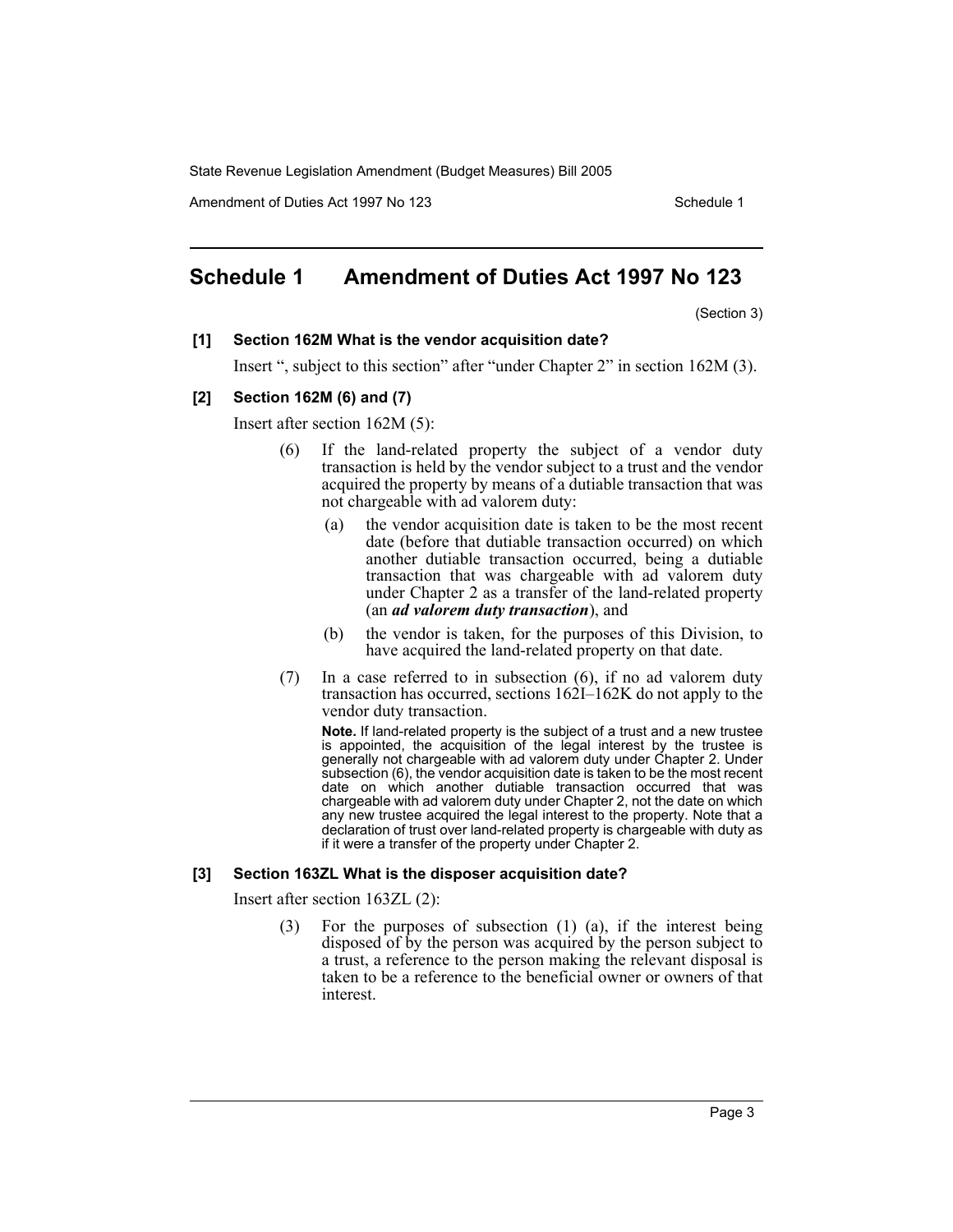## Schedule 1 Amendment of Duties Act 1997 No 123

(Section 3)

**[1] Section 162M What is the vendor acquisition date?**

Insert ", subject to this section" after "under Chapter 2" in section 162M (3).

**[2] Section 162M (6) and (7)**

Insert after section 162M (5):

> (6) If the land-related property the subject of a vendor duty transaction is held by the vendor subject to a trust and the vendor acquired the property by means of a dutiable transaction that was not chargeable with ad valorem duty:
>
> (a) the vendor acquisition date is taken to be the most recent date (before that dutiable transaction occurred) on which another dutiable transaction occurred, being a dutiable transaction that was chargeable with ad valorem duty under Chapter 2 as a transfer of the land-related property (an ***ad valorem duty transaction***), and
>
> (b) the vendor is taken, for the purposes of this Division, to have acquired the land-related property on that date.
>
> (7) In a case referred to in subsection (6), if no ad valorem duty transaction has occurred, sections 162I–162K do not apply to the vendor duty transaction.
>
> **Note.** If land-related property is the subject of a trust and a new trustee is appointed, the acquisition of the legal interest by the trustee is generally not chargeable with ad valorem duty under Chapter 2. Under subsection (6), the vendor acquisition date is taken to be the most recent date on which another dutiable transaction occurred that was chargeable with ad valorem duty under Chapter 2, not the date on which any new trustee acquired the legal interest to the property. Note that a declaration of trust over land-related property is chargeable with duty as if it were a transfer of the property under Chapter 2.

**[3] Section 163ZL What is the disposer acquisition date?**

Insert after section 163ZL (2):

> (3) For the purposes of subsection (1) (a), if the interest being disposed of by the person was acquired by the person subject to a trust, a reference to the person making the relevant disposal is taken to be a reference to the beneficial owner or owners of that interest.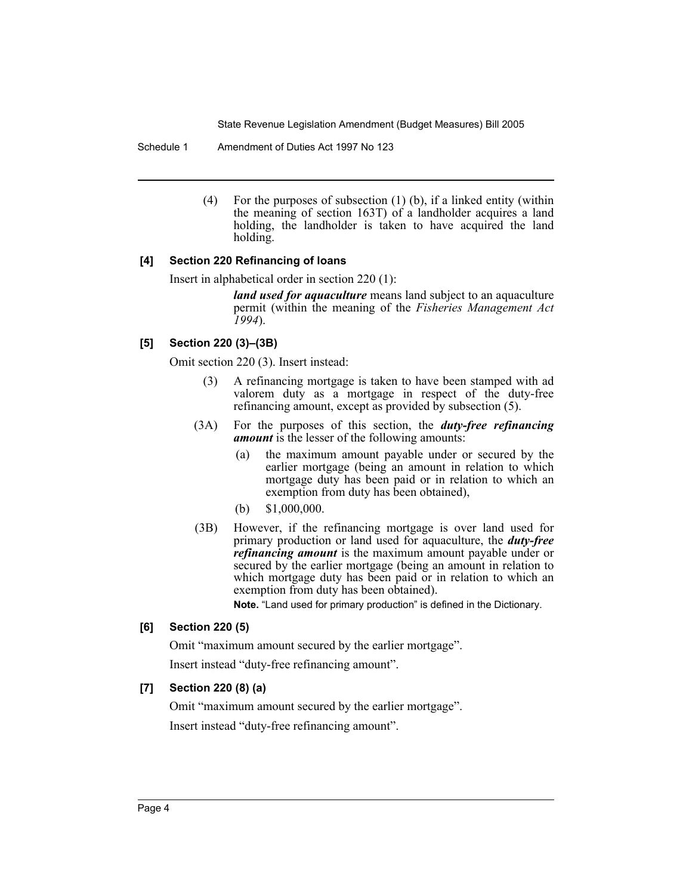(4) For the purposes of subsection (1) (b), if a linked entity (within the meaning of section 163T) of a landholder acquires a land holding, the landholder is taken to have acquired the land holding.

**[4] Section 220 Refinancing of loans**

Insert in alphabetical order in section 220 (1):

> ***land used for aquaculture*** means land subject to an aquaculture permit (within the meaning of the *Fisheries Management Act 1994*).

**[5] Section 220 (3)–(3B)**

Omit section 220 (3). Insert instead:

> (3) A refinancing mortgage is taken to have been stamped with ad valorem duty as a mortgage in respect of the duty-free refinancing amount, except as provided by subsection (5).
>
> (3A) For the purposes of this section, the ***duty-free refinancing amount*** is the lesser of the following amounts:
>
> (a) the maximum amount payable under or secured by the earlier mortgage (being an amount in relation to which mortgage duty has been paid or in relation to which an exemption from duty has been obtained),
>
> (b) $1,000,000.
>
> (3B) However, if the refinancing mortgage is over land used for primary production or land used for aquaculture, the ***duty-free refinancing amount*** is the maximum amount payable under or secured by the earlier mortgage (being an amount in relation to which mortgage duty has been paid or in relation to which an exemption from duty has been obtained).
>
> **Note.** "Land used for primary production" is defined in the Dictionary.

**[6] Section 220 (5)**

Omit "maximum amount secured by the earlier mortgage".

Insert instead "duty-free refinancing amount".

**[7] Section 220 (8) (a)**

Omit "maximum amount secured by the earlier mortgage".

Insert instead "duty-free refinancing amount".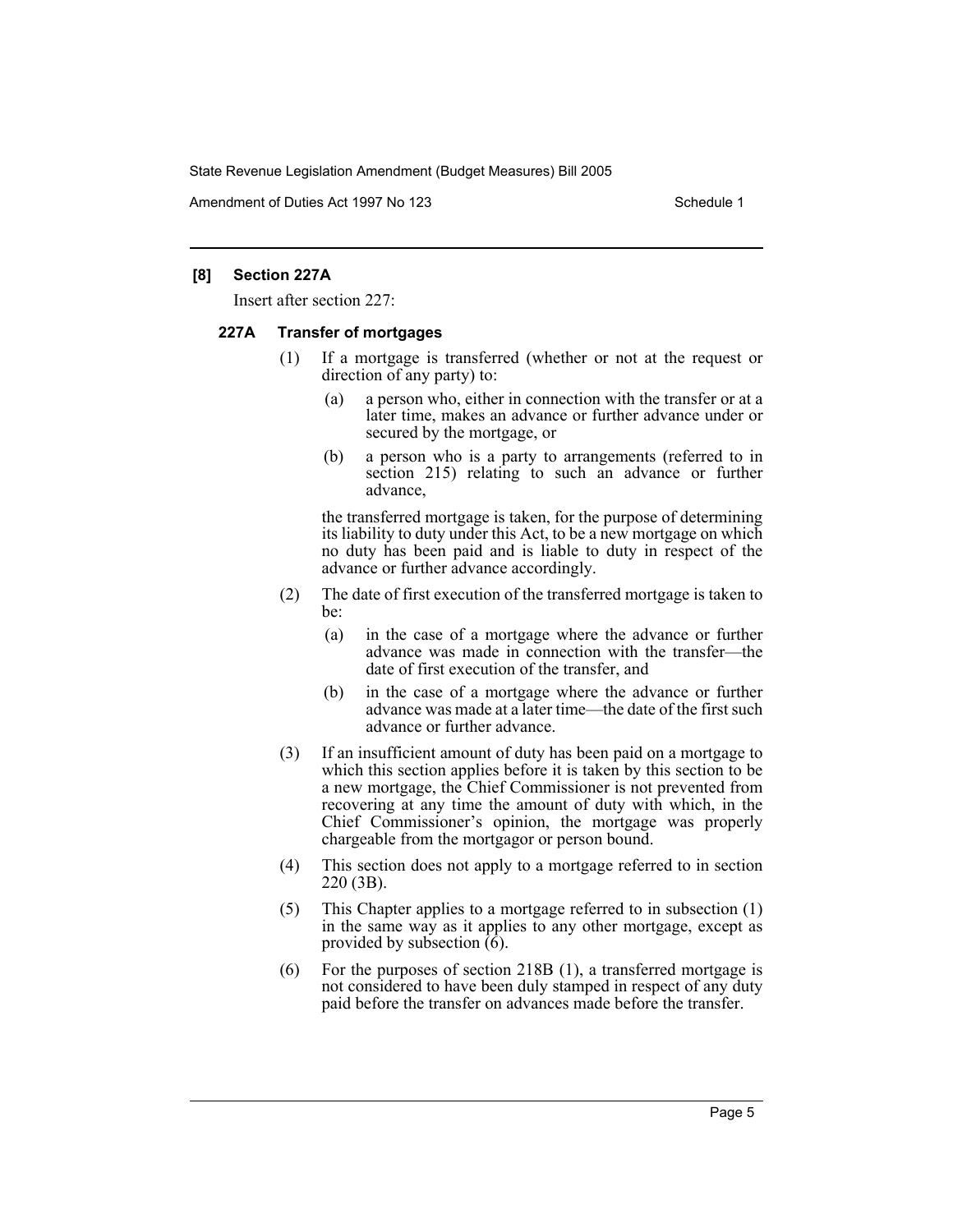**[8] Section 227A**

Insert after section 227:

**227A Transfer of mortgages**

(1) If a mortgage is transferred (whether or not at the request or direction of any party) to:

(a) a person who, either in connection with the transfer or at a later time, makes an advance or further advance under or secured by the mortgage, or

(b) a person who is a party to arrangements (referred to in section 215) relating to such an advance or further advance,

the transferred mortgage is taken, for the purpose of determining its liability to duty under this Act, to be a new mortgage on which no duty has been paid and is liable to duty in respect of the advance or further advance accordingly.

(2) The date of first execution of the transferred mortgage is taken to be:

(a) in the case of a mortgage where the advance or further advance was made in connection with the transfer—the date of first execution of the transfer, and

(b) in the case of a mortgage where the advance or further advance was made at a later time—the date of the first such advance or further advance.

(3) If an insufficient amount of duty has been paid on a mortgage to which this section applies before it is taken by this section to be a new mortgage, the Chief Commissioner is not prevented from recovering at any time the amount of duty with which, in the Chief Commissioner's opinion, the mortgage was properly chargeable from the mortgagor or person bound.

(4) This section does not apply to a mortgage referred to in section 220 (3B).

(5) This Chapter applies to a mortgage referred to in subsection (1) in the same way as it applies to any other mortgage, except as provided by subsection (6).

(6) For the purposes of section 218B (1), a transferred mortgage is not considered to have been duly stamped in respect of any duty paid before the transfer on advances made before the transfer.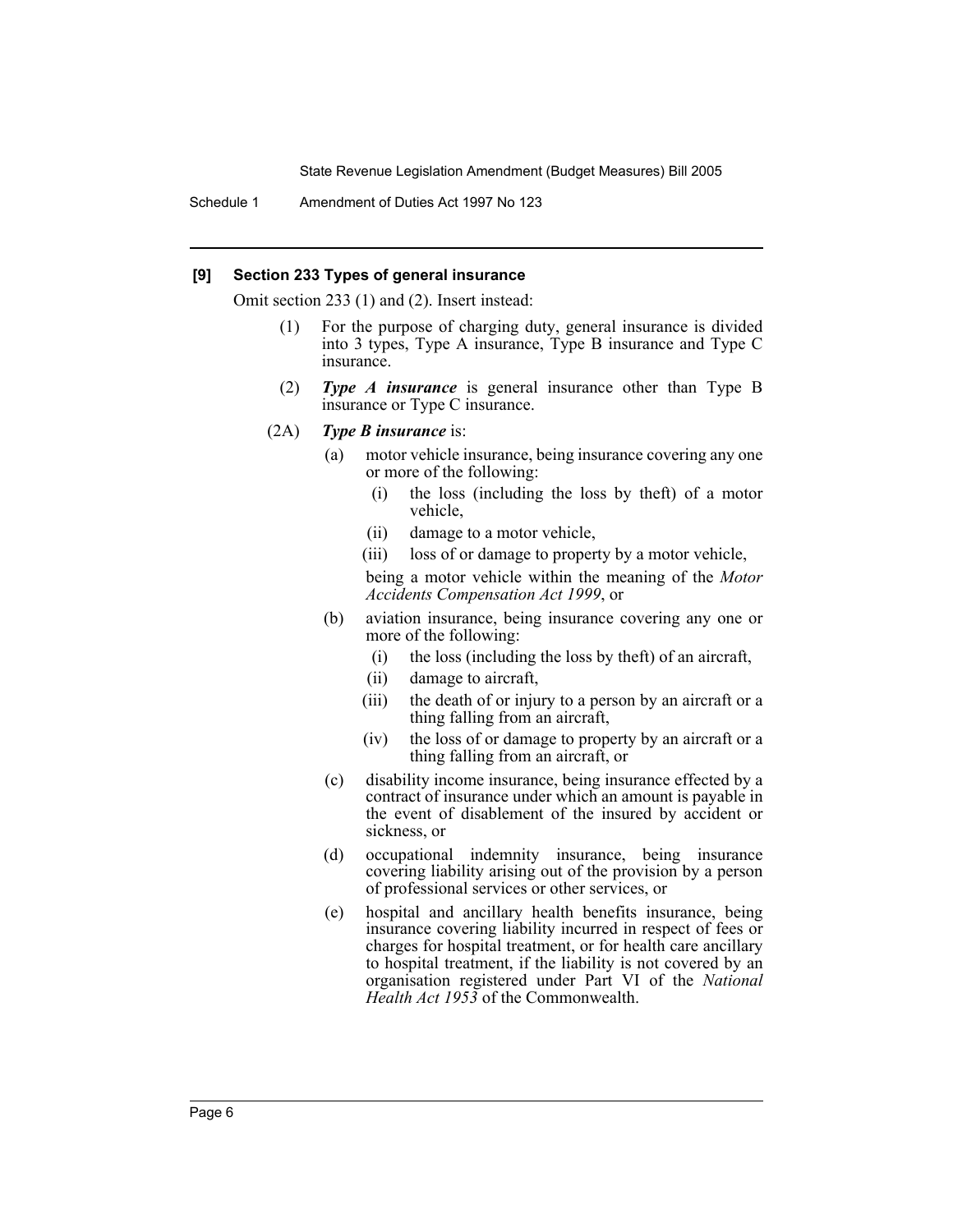**[9] Section 233 Types of general insurance**

Omit section 233 (1) and (2). Insert instead:

(1) For the purpose of charging duty, general insurance is divided into 3 types, Type A insurance, Type B insurance and Type C insurance.

(2) ***Type A insurance*** is general insurance other than Type B insurance or Type C insurance.

(2A) ***Type B insurance*** is:

- (a) motor vehicle insurance, being insurance covering any one or more of the following:
  - (i) the loss (including the loss by theft) of a motor vehicle,
  - (ii) damage to a motor vehicle,
  - (iii) loss of or damage to property by a motor vehicle,

  being a motor vehicle within the meaning of the *Motor Accidents Compensation Act 1999*, or

- (b) aviation insurance, being insurance covering any one or more of the following:
  - (i) the loss (including the loss by theft) of an aircraft,
  - (ii) damage to aircraft,
  - (iii) the death of or injury to a person by an aircraft or a thing falling from an aircraft,
  - (iv) the loss of or damage to property by an aircraft or a thing falling from an aircraft, or

- (c) disability income insurance, being insurance effected by a contract of insurance under which an amount is payable in the event of disablement of the insured by accident or sickness, or

- (d) occupational indemnity insurance, being insurance covering liability arising out of the provision by a person of professional services or other services, or

- (e) hospital and ancillary health benefits insurance, being insurance covering liability incurred in respect of fees or charges for hospital treatment, or for health care ancillary to hospital treatment, if the liability is not covered by an organisation registered under Part VI of the *National Health Act 1953* of the Commonwealth.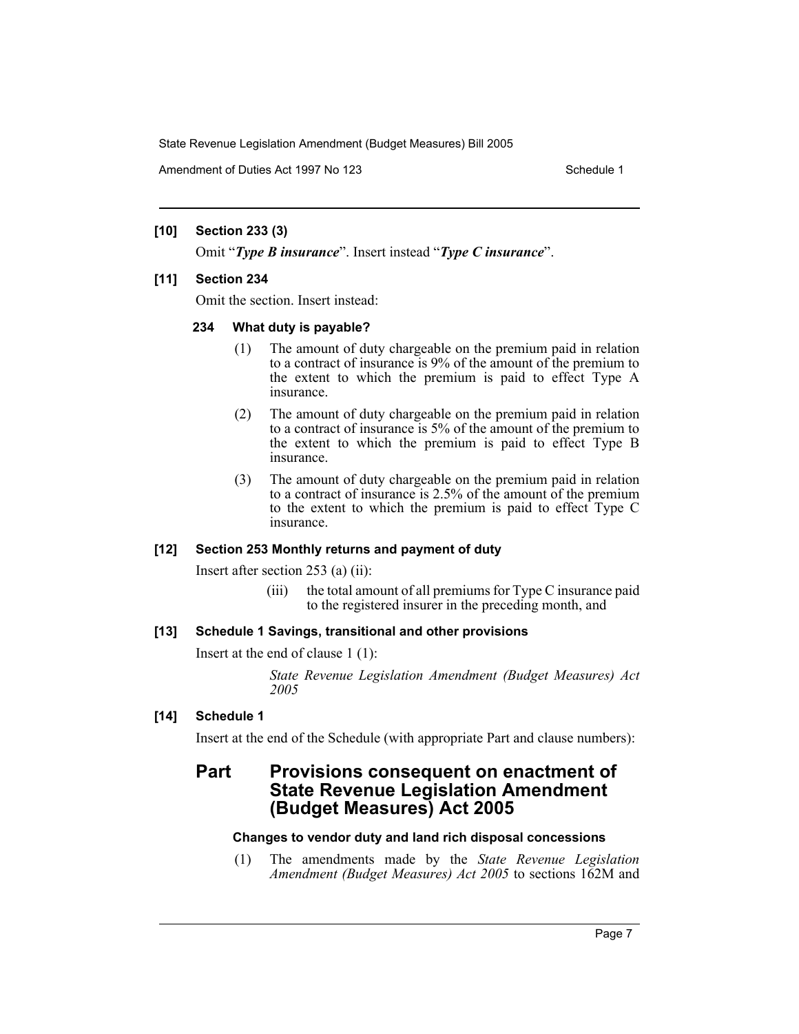**[10] Section 233 (3)**

Omit "***Type B insurance***". Insert instead "***Type C insurance***".

**[11] Section 234**

Omit the section. Insert instead:

**234 What duty is payable?**

(1) The amount of duty chargeable on the premium paid in relation to a contract of insurance is 9% of the amount of the premium to the extent to which the premium is paid to effect Type A insurance.

(2) The amount of duty chargeable on the premium paid in relation to a contract of insurance is 5% of the amount of the premium to the extent to which the premium is paid to effect Type B insurance.

(3) The amount of duty chargeable on the premium paid in relation to a contract of insurance is 2.5% of the amount of the premium to the extent to which the premium is paid to effect Type C insurance.

**[12] Section 253 Monthly returns and payment of duty**

Insert after section 253 (a) (ii):

(iii) the total amount of all premiums for Type C insurance paid to the registered insurer in the preceding month, and

**[13] Schedule 1 Savings, transitional and other provisions**

Insert at the end of clause 1 (1):

*State Revenue Legislation Amendment (Budget Measures) Act 2005*

**[14] Schedule 1**

Insert at the end of the Schedule (with appropriate Part and clause numbers):

## Part Provisions consequent on enactment of State Revenue Legislation Amendment (Budget Measures) Act 2005

**Changes to vendor duty and land rich disposal concessions**

(1) The amendments made by the *State Revenue Legislation Amendment (Budget Measures) Act 2005* to sections 162M and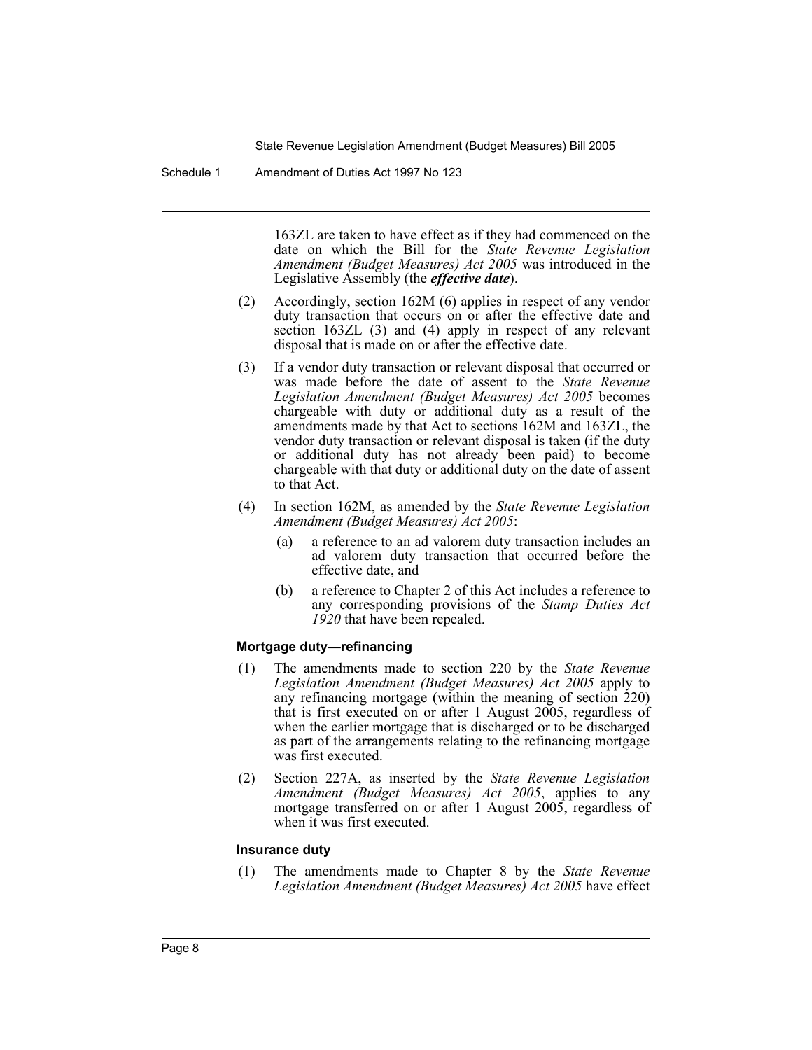163ZL are taken to have effect as if they had commenced on the date on which the Bill for the *State Revenue Legislation Amendment (Budget Measures) Act 2005* was introduced in the Legislative Assembly (the ***effective date***).

(2) Accordingly, section 162M (6) applies in respect of any vendor duty transaction that occurs on or after the effective date and section 163ZL (3) and (4) apply in respect of any relevant disposal that is made on or after the effective date.

(3) If a vendor duty transaction or relevant disposal that occurred or was made before the date of assent to the *State Revenue Legislation Amendment (Budget Measures) Act 2005* becomes chargeable with duty or additional duty as a result of the amendments made by that Act to sections 162M and 163ZL, the vendor duty transaction or relevant disposal is taken (if the duty or additional duty has not already been paid) to become chargeable with that duty or additional duty on the date of assent to that Act.

(4) In section 162M, as amended by the *State Revenue Legislation Amendment (Budget Measures) Act 2005*:

- (a) a reference to an ad valorem duty transaction includes an ad valorem duty transaction that occurred before the effective date, and
- (b) a reference to Chapter 2 of this Act includes a reference to any corresponding provisions of the *Stamp Duties Act 1920* that have been repealed.

#### Mortgage duty—refinancing

(1) The amendments made to section 220 by the *State Revenue Legislation Amendment (Budget Measures) Act 2005* apply to any refinancing mortgage (within the meaning of section 220) that is first executed on or after 1 August 2005, regardless of when the earlier mortgage that is discharged or to be discharged as part of the arrangements relating to the refinancing mortgage was first executed.

(2) Section 227A, as inserted by the *State Revenue Legislation Amendment (Budget Measures) Act 2005*, applies to any mortgage transferred on or after 1 August 2005, regardless of when it was first executed.

#### Insurance duty

(1) The amendments made to Chapter 8 by the *State Revenue Legislation Amendment (Budget Measures) Act 2005* have effect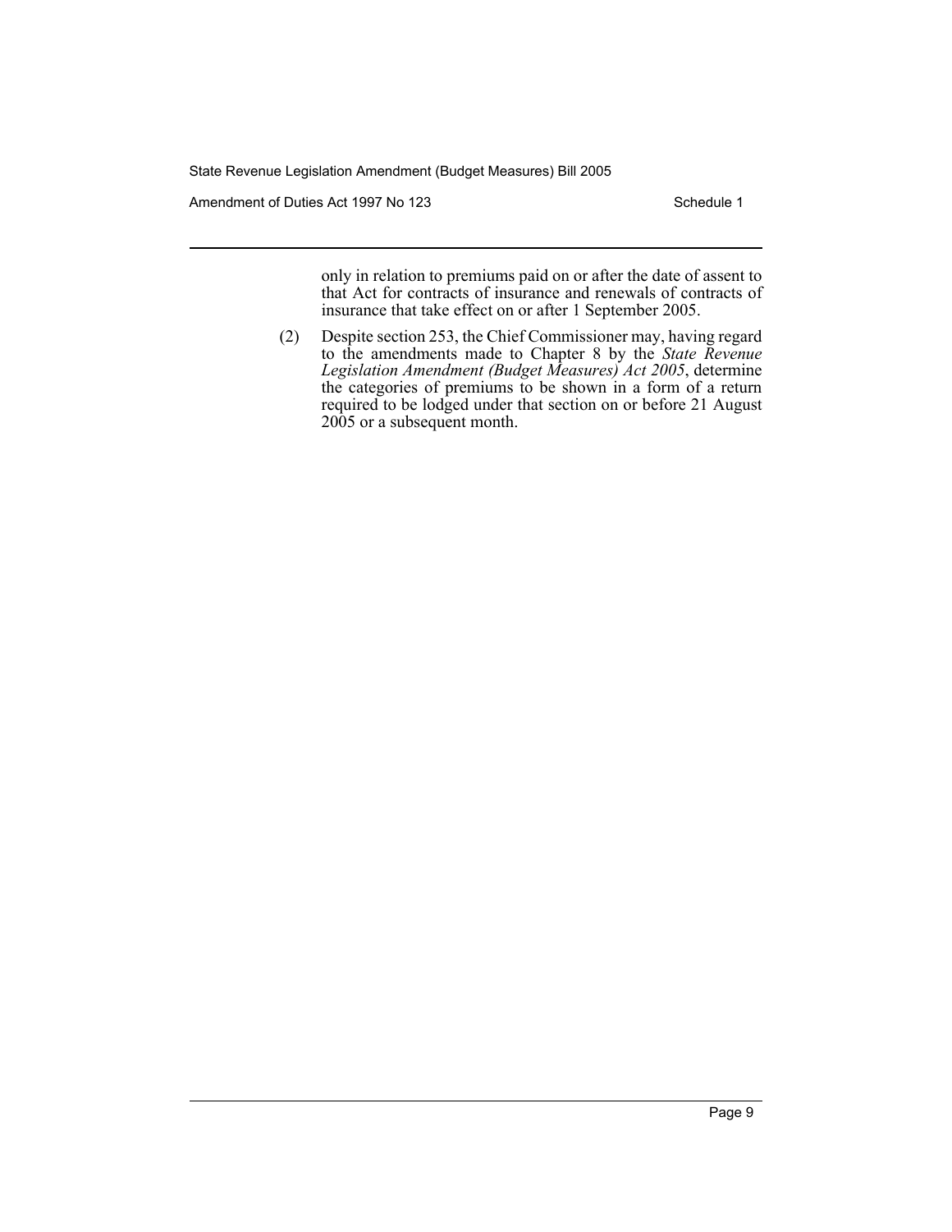only in relation to premiums paid on or after the date of assent to that Act for contracts of insurance and renewals of contracts of insurance that take effect on or after 1 September 2005.

(2) Despite section 253, the Chief Commissioner may, having regard to the amendments made to Chapter 8 by the *State Revenue Legislation Amendment (Budget Measures) Act 2005*, determine the categories of premiums to be shown in a form of a return required to be lodged under that section on or before 21 August 2005 or a subsequent month.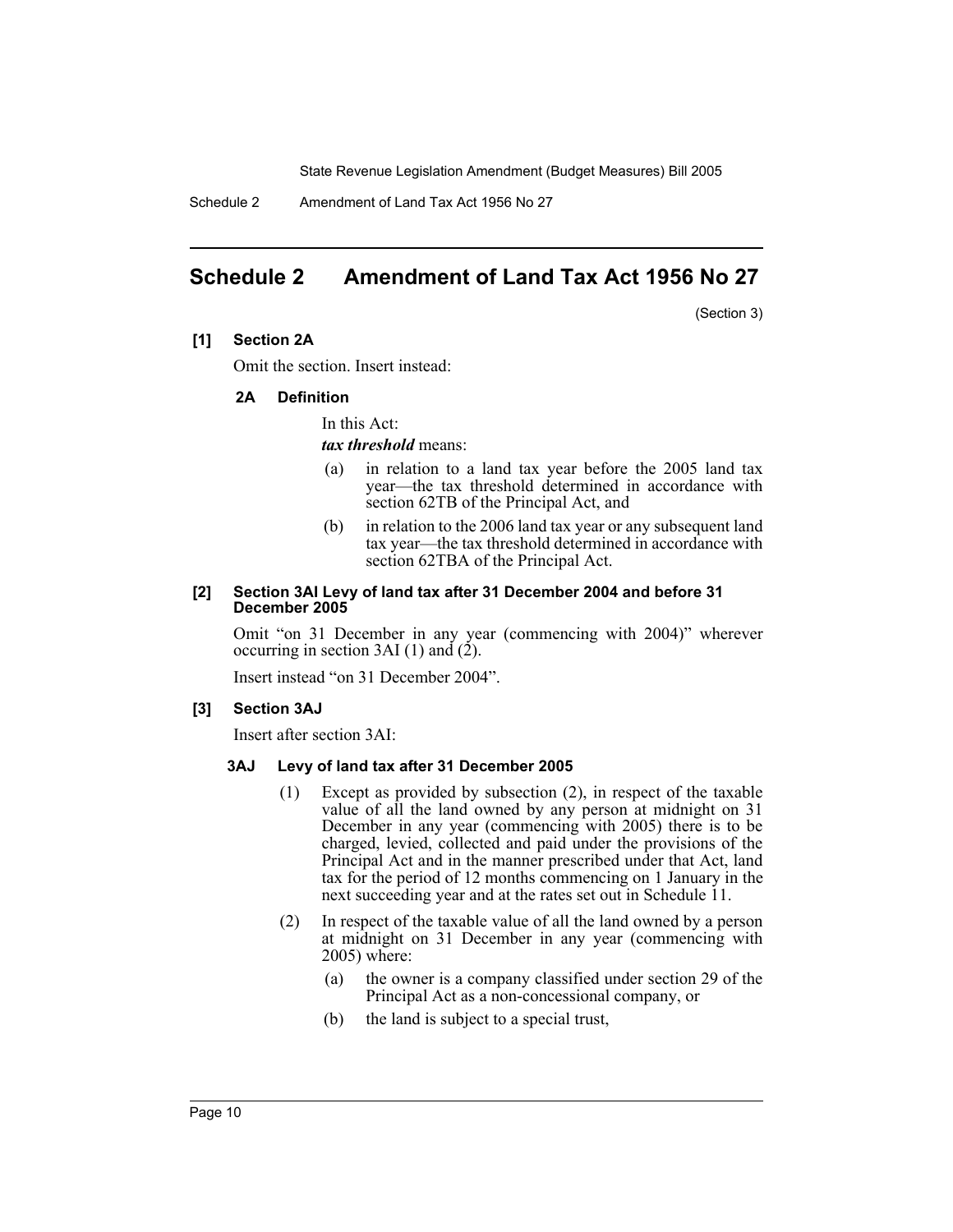# Schedule 2 Amendment of Land Tax Act 1956 No 27

(Section 3)

**[1] Section 2A**

Omit the section. Insert instead:

**2A Definition**

In this Act:

***tax threshold*** means:

(a) in relation to a land tax year before the 2005 land tax year—the tax threshold determined in accordance with section 62TB of the Principal Act, and

(b) in relation to the 2006 land tax year or any subsequent land tax year—the tax threshold determined in accordance with section 62TBA of the Principal Act.

**[2] Section 3AI Levy of land tax after 31 December 2004 and before 31 December 2005**

Omit "on 31 December in any year (commencing with 2004)" wherever occurring in section 3AI (1) and (2).

Insert instead "on 31 December 2004".

**[3] Section 3AJ**

Insert after section 3AI:

**3AJ Levy of land tax after 31 December 2005**

(1) Except as provided by subsection (2), in respect of the taxable value of all the land owned by any person at midnight on 31 December in any year (commencing with 2005) there is to be charged, levied, collected and paid under the provisions of the Principal Act and in the manner prescribed under that Act, land tax for the period of 12 months commencing on 1 January in the next succeeding year and at the rates set out in Schedule 11.

(2) In respect of the taxable value of all the land owned by a person at midnight on 31 December in any year (commencing with 2005) where:

(a) the owner is a company classified under section 29 of the Principal Act as a non-concessional company, or

(b) the land is subject to a special trust,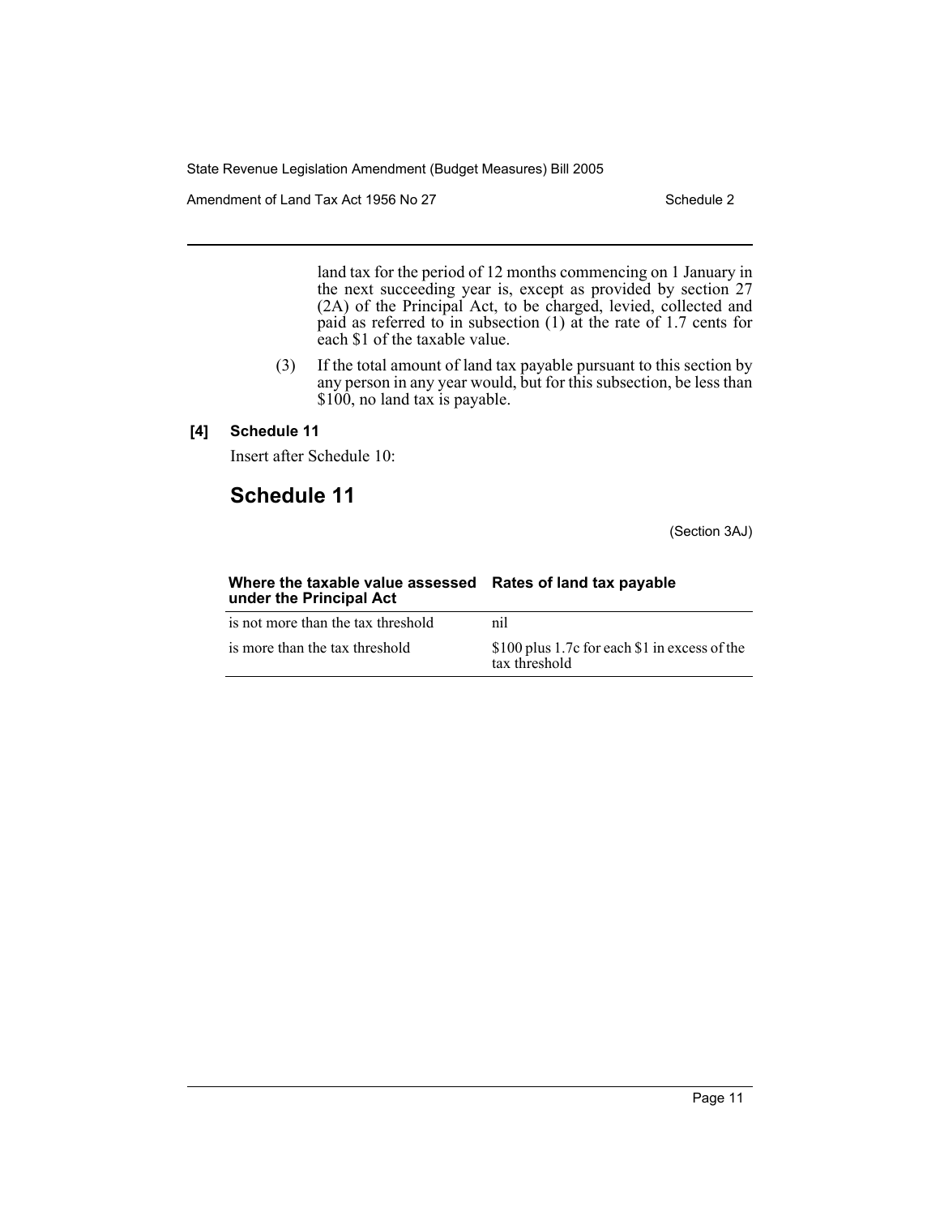land tax for the period of 12 months commencing on 1 January in the next succeeding year is, except as provided by section 27 (2A) of the Principal Act, to be charged, levied, collected and paid as referred to in subsection (1) at the rate of 1.7 cents for each $1 of the taxable value.

(3) If the total amount of land tax payable pursuant to this section by any person in any year would, but for this subsection, be less than $100, no land tax is payable.

**[4] Schedule 11**

Insert after Schedule 10:

## Schedule 11

(Section 3AJ)

| Where the taxable value assessed under the Principal Act | Rates of land tax payable |
|---|---|
| is not more than the tax threshold | nil |
| is more than the tax threshold | $100 plus 1.7c for each $1 in excess of the tax threshold |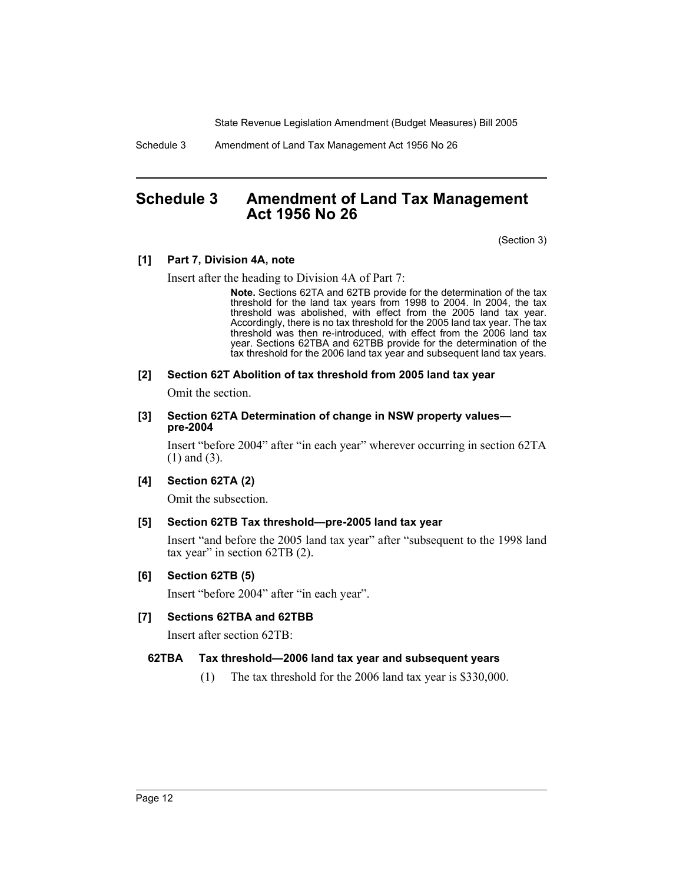# Schedule 3 Amendment of Land Tax Management Act 1956 No 26

(Section 3)

**[1] Part 7, Division 4A, note**

Insert after the heading to Division 4A of Part 7:

> **Note.** Sections 62TA and 62TB provide for the determination of the tax threshold for the land tax years from 1998 to 2004. In 2004, the tax threshold was abolished, with effect from the 2005 land tax year. Accordingly, there is no tax threshold for the 2005 land tax year. The tax threshold was then re-introduced, with effect from the 2006 land tax year. Sections 62TBA and 62TBB provide for the determination of the tax threshold for the 2006 land tax year and subsequent land tax years.

**[2] Section 62T Abolition of tax threshold from 2005 land tax year**

Omit the section.

**[3] Section 62TA Determination of change in NSW property values—pre-2004**

Insert "before 2004" after "in each year" wherever occurring in section 62TA (1) and (3).

**[4] Section 62TA (2)**

Omit the subsection.

**[5] Section 62TB Tax threshold—pre-2005 land tax year**

Insert "and before the 2005 land tax year" after "subsequent to the 1998 land tax year" in section 62TB (2).

**[6] Section 62TB (5)**

Insert "before 2004" after "in each year".

**[7] Sections 62TBA and 62TBB**

Insert after section 62TB:

**62TBA Tax threshold—2006 land tax year and subsequent years**

(1) The tax threshold for the 2006 land tax year is $330,000.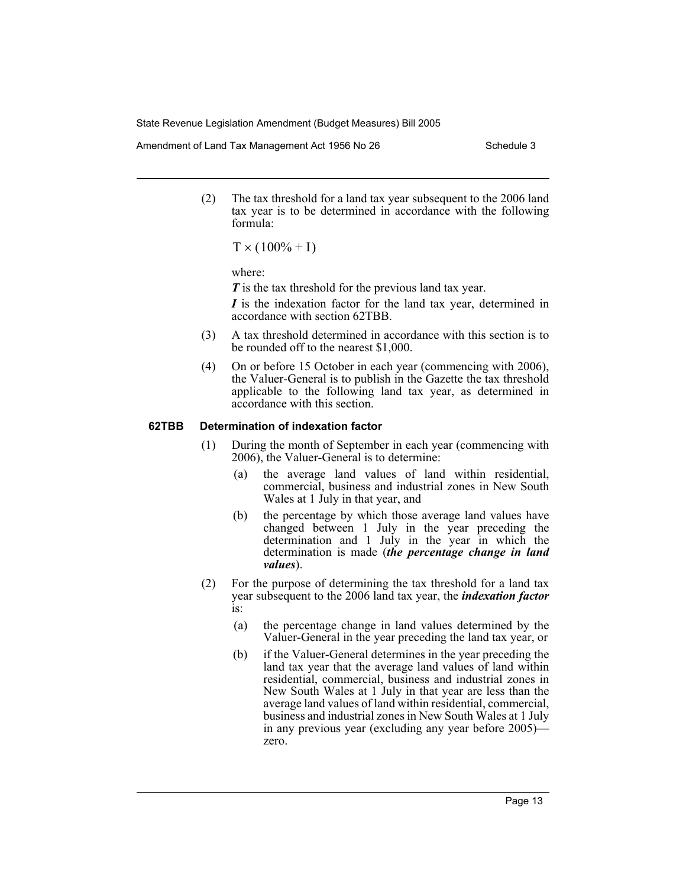(2) The tax threshold for a land tax year subsequent to the 2006 land tax year is to be determined in accordance with the following formula:

$$T \times (100\% + I)$$

where:

***T*** is the tax threshold for the previous land tax year.

***I*** is the indexation factor for the land tax year, determined in accordance with section 62TBB.

(3) A tax threshold determined in accordance with this section is to be rounded off to the nearest $1,000.

(4) On or before 15 October in each year (commencing with 2006), the Valuer-General is to publish in the Gazette the tax threshold applicable to the following land tax year, as determined in accordance with this section.

**62TBB Determination of indexation factor**

(1) During the month of September in each year (commencing with 2006), the Valuer-General is to determine:

(a) the average land values of land within residential, commercial, business and industrial zones in New South Wales at 1 July in that year, and

(b) the percentage by which those average land values have changed between 1 July in the year preceding the determination and 1 July in the year in which the determination is made (***the percentage change in land values***).

(2) For the purpose of determining the tax threshold for a land tax year subsequent to the 2006 land tax year, the ***indexation factor*** is:

(a) the percentage change in land values determined by the Valuer-General in the year preceding the land tax year, or

(b) if the Valuer-General determines in the year preceding the land tax year that the average land values of land within residential, commercial, business and industrial zones in New South Wales at 1 July in that year are less than the average land values of land within residential, commercial, business and industrial zones in New South Wales at 1 July in any previous year (excluding any year before 2005)—zero.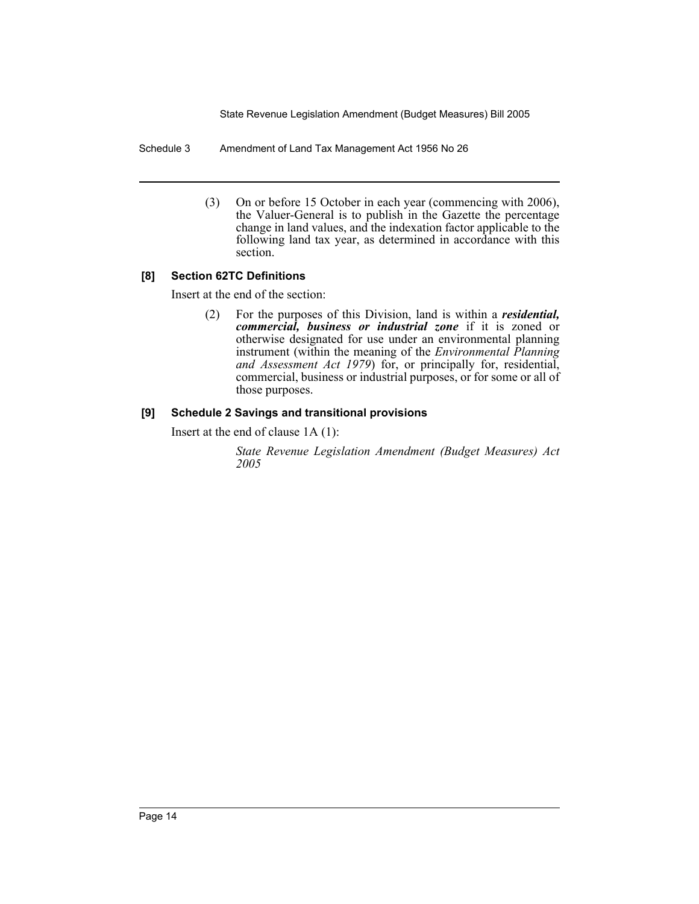(3) On or before 15 October in each year (commencing with 2006), the Valuer-General is to publish in the Gazette the percentage change in land values, and the indexation factor applicable to the following land tax year, as determined in accordance with this section.

**[8] Section 62TC Definitions**

Insert at the end of the section:

(2) For the purposes of this Division, land is within a ***residential, commercial, business or industrial zone*** if it is zoned or otherwise designated for use under an environmental planning instrument (within the meaning of the *Environmental Planning and Assessment Act 1979*) for, or principally for, residential, commercial, business or industrial purposes, or for some or all of those purposes.

**[9] Schedule 2 Savings and transitional provisions**

Insert at the end of clause 1A (1):

*State Revenue Legislation Amendment (Budget Measures) Act 2005*